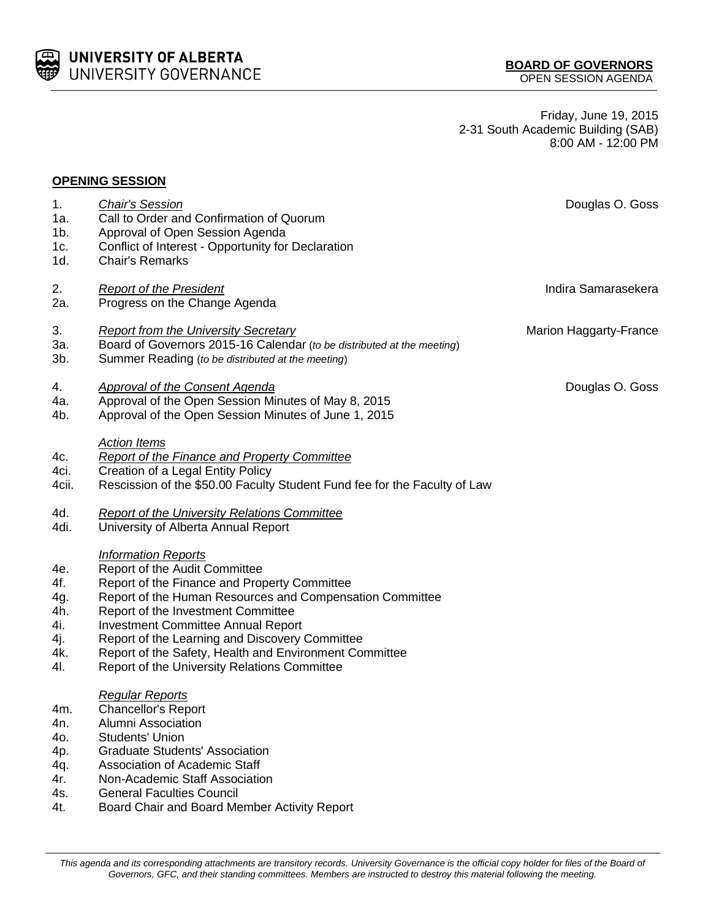UNIVERSITY OF ALBERTA
UNIVERSITY GOVERNANCE

**BOARD OF GOVERNORS**
OPEN SESSION AGENDA

Friday, June 19, 2015
2-31 South Academic Building (SAB)
8:00 AM - 12:00 PM

**OPENING SESSION**

1. *Chair's Session* — Douglas O. Goss
   - 1a. Call to Order and Confirmation of Quorum
   - 1b. Approval of Open Session Agenda
   - 1c. Conflict of Interest - Opportunity for Declaration
   - 1d. Chair's Remarks

2. *Report of the President* — Indira Samarasekera
   - 2a. Progress on the Change Agenda

3. *Report from the University Secretary* — Marion Haggarty-France
   - 3a. Board of Governors 2015-16 Calendar (*to be distributed at the meeting*)
   - 3b. Summer Reading (*to be distributed at the meeting*)

4. *Approval of the Consent Agenda* — Douglas O. Goss
   - 4a. Approval of the Open Session Minutes of May 8, 2015
   - 4b. Approval of the Open Session Minutes of June 1, 2015

   *Action Items*
   - 4c. *Report of the Finance and Property Committee*
   - 4ci. Creation of a Legal Entity Policy
   - 4cii. Rescission of the $50.00 Faculty Student Fund fee for the Faculty of Law
   - 4d. *Report of the University Relations Committee*
   - 4di. University of Alberta Annual Report

   *Information Reports*
   - 4e. Report of the Audit Committee
   - 4f. Report of the Finance and Property Committee
   - 4g. Report of the Human Resources and Compensation Committee
   - 4h. Report of the Investment Committee
   - 4i. Investment Committee Annual Report
   - 4j. Report of the Learning and Discovery Committee
   - 4k. Report of the Safety, Health and Environment Committee
   - 4l. Report of the University Relations Committee

   *Regular Reports*
   - 4m. Chancellor's Report
   - 4n. Alumni Association
   - 4o. Students' Union
   - 4p. Graduate Students' Association
   - 4q. Association of Academic Staff
   - 4r. Non-Academic Staff Association
   - 4s. General Faculties Council
   - 4t. Board Chair and Board Member Activity Report

*This agenda and its corresponding attachments are transitory records. University Governance is the official copy holder for files of the Board of Governors, GFC, and their standing committees. Members are instructed to destroy this material following the meeting.*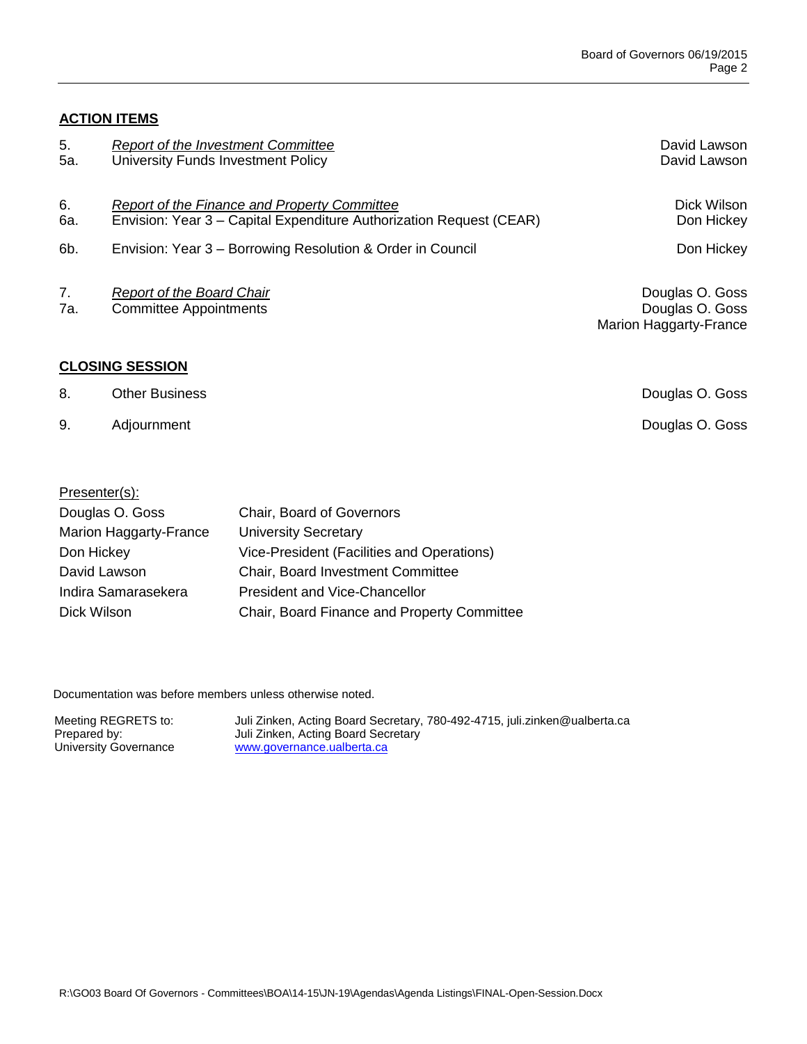## ACTION ITEMS

| | | |
|---|---|---|
| 5. | *Report of the Investment Committee* | David Lawson |
| 5a. | University Funds Investment Policy | David Lawson |
| 6. | *Report of the Finance and Property Committee* | Dick Wilson |
| 6a. | Envision: Year 3 – Capital Expenditure Authorization Request (CEAR) | Don Hickey |
| 6b. | Envision: Year 3 – Borrowing Resolution & Order in Council | Don Hickey |
| 7. | *Report of the Board Chair* | Douglas O. Goss |
| 7a. | Committee Appointments | Douglas O. Goss<br>Marion Haggarty-France |

## CLOSING SESSION

| | | |
|---|---|---|
| 8. | Other Business | Douglas O. Goss |
| 9. | Adjournment | Douglas O. Goss |

Presenter(s):

| | |
|---|---|
| Douglas O. Goss | Chair, Board of Governors |
| Marion Haggarty-France | University Secretary |
| Don Hickey | Vice-President (Facilities and Operations) |
| David Lawson | Chair, Board Investment Committee |
| Indira Samarasekera | President and Vice-Chancellor |
| Dick Wilson | Chair, Board Finance and Property Committee |

Documentation was before members unless otherwise noted.

| | |
|---|---|
| Meeting REGRETS to: | Juli Zinken, Acting Board Secretary, 780-492-4715, juli.zinken@ualberta.ca |
| Prepared by: | Juli Zinken, Acting Board Secretary |
| University Governance | www.governance.ualberta.ca |

R:\GO03 Board Of Governors - Committees\BOA\14-15\JN-19\Agendas\Agenda Listings\FINAL-Open-Session.Docx